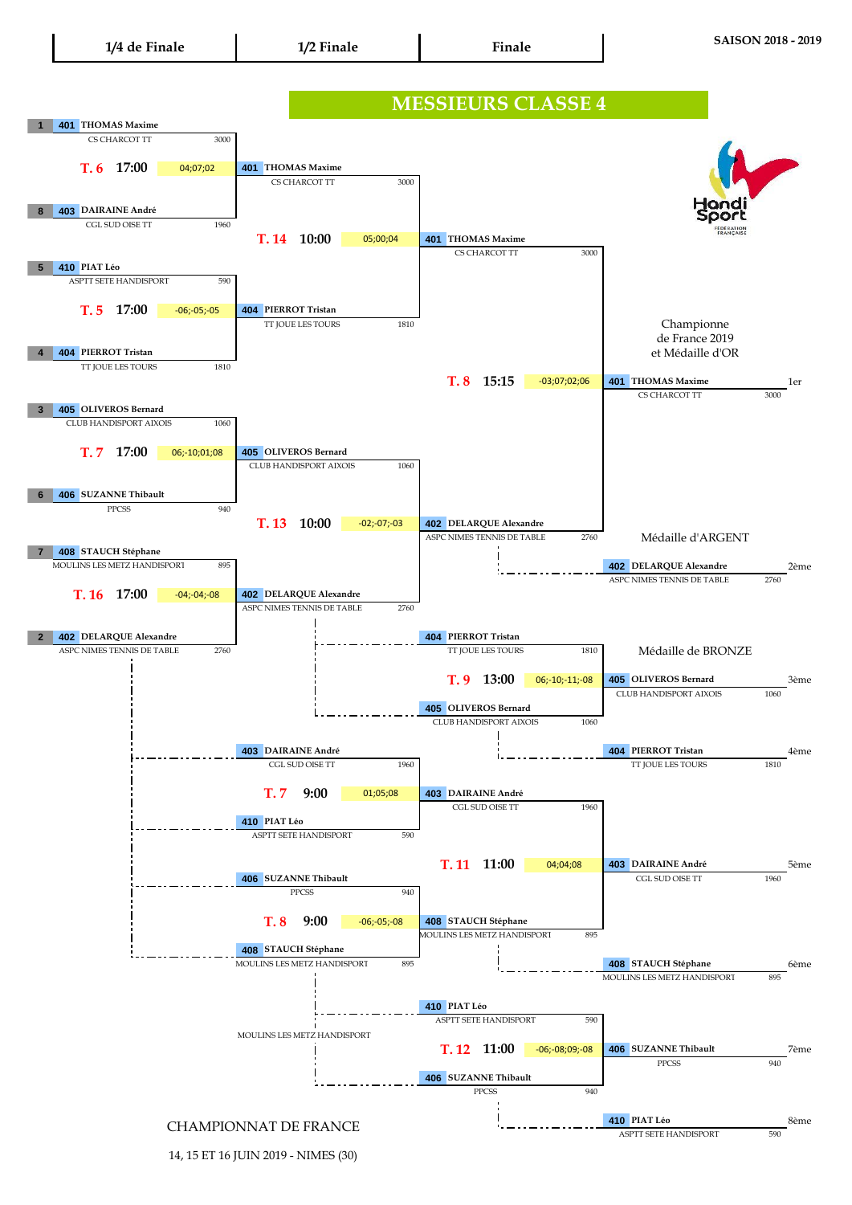**SAISON 2018 - 2019**

| 1/4 de Finale | 1/2 Finale | Finale |
|---|---|---|

# MESSIEURS CLASSE 4

## 1/4 de Finale

| Seed | N° | Joueur | Club | Points |
|---|---|---|---|---|
| 1 | 401 | THOMAS Maxime | CS CHARCOT TT | 3000 |
| 8 | 403 | DAIRAINE André | CGL SUD OISE TT | 1960 |
| 5 | 410 | PIAT Léo | ASPTT SETE HANDISPORT | 590 |
| 4 | 404 | PIERROT Tristan | TT JOUE LES TOURS | 1810 |
| 3 | 405 | OLIVEROS Bernard | CLUB HANDISPORT AIXOIS | 1060 |
| 6 | 406 | SUZANNE Thibault | PPCSS | 940 |
| 7 | 408 | STAUCH Stéphane | MOULINS LES METZ HANDISPORT | 895 |
| 2 | 402 | DELARQUE Alexandre | ASPC NIMES TENNIS DE TABLE | 2760 |

| Table | Heure | Score | Vainqueur |
|---|---|---|---|
| T. 6 | 17:00 | 04;07;02 | 401 THOMAS Maxime – CS CHARCOT TT – 3000 |
| T. 5 | 17:00 | -06;-05;-05 | 404 PIERROT Tristan – TT JOUE LES TOURS – 1810 |
| T. 7 | 17:00 | 06;-10;01;08 | 405 OLIVEROS Bernard – CLUB HANDISPORT AIXOIS – 1060 |
| T. 16 | 17:00 | -04;-04;-08 | 402 DELARQUE Alexandre – ASPC NIMES TENNIS DE TABLE – 2760 |

## 1/2 Finale

| Table | Heure | Score | Vainqueur |
|---|---|---|---|
| T. 14 | 10:00 | 05;00;04 | 401 THOMAS Maxime – CS CHARCOT TT – 3000 |
| T. 13 | 10:00 | -02;-07;-03 | 402 DELARQUE Alexandre – ASPC NIMES TENNIS DE TABLE – 2760 |

## Finale

| Table | Heure | Score | Vainqueur |
|---|---|---|---|
| T. 8 | 15:15 | -03;07;02;06 | 401 THOMAS Maxime – CS CHARCOT TT – 3000 |

Championne de France 2019 et Médaille d'OR

Médaille d'ARGENT

Médaille de BRONZE

## Matchs de classement

| Table | Heure | Joueurs | Score | Vainqueur |
|---|---|---|---|---|
| T. 9 | 13:00 | 404 PIERROT Tristan (TT JOUE LES TOURS, 1810) / 405 OLIVEROS Bernard (CLUB HANDISPORT AIXOIS, 1060) | 06;-10;-11;-08 | 405 OLIVEROS Bernard |
| T. 7 | 9:00 | 403 DAIRAINE André (CGL SUD OISE TT, 1960) / 410 PIAT Léo (ASPTT SETE HANDISPORT, 590) | 01;05;08 | 403 DAIRAINE André |
| T. 8 | 9:00 | 406 SUZANNE Thibault (PPCSS, 940) / 408 STAUCH Stéphane (MOULINS LES METZ HANDISPORT, 895) | -06;-05;-08 | 408 STAUCH Stéphane |
| T. 11 | 11:00 | 403 DAIRAINE André / 408 STAUCH Stéphane | 04;04;08 | 403 DAIRAINE André |
| T. 12 | 11:00 | 410 PIAT Léo (ASPTT SETE HANDISPORT, 590) / 406 SUZANNE Thibault (PPCSS, 940) | -06;-08;09;-08 | 406 SUZANNE Thibault |

MOULINS LES METZ HANDISPORT

## Classement final

| Place | N° | Joueur | Club | Points |
|---|---|---|---|---|
| 1er | 401 | THOMAS Maxime | CS CHARCOT TT | 3000 |
| 2ème | 402 | DELARQUE Alexandre | ASPC NIMES TENNIS DE TABLE | 2760 |
| 3ème | 405 | OLIVEROS Bernard | CLUB HANDISPORT AIXOIS | 1060 |
| 4ème | 404 | PIERROT Tristan | TT JOUE LES TOURS | 1810 |
| 5ème | 403 | DAIRAINE André | CGL SUD OISE TT | 1960 |
| 6ème | 408 | STAUCH Stéphane | MOULINS LES METZ HANDISPORT | 895 |
| 7ème | 406 | SUZANNE Thibault | PPCSS | 940 |
| 8ème | 410 | PIAT Léo | ASPTT SETE HANDISPORT | 590 |

CHAMPIONNAT DE FRANCE

14, 15 ET 16 JUIN 2019 - NIMES (30)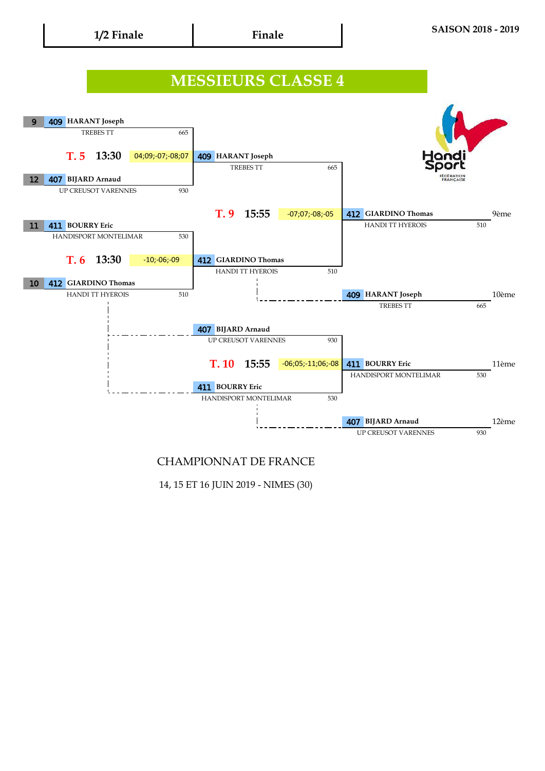| 1/2 Finale | Finale |
|---|---|

SAISON 2018 - 2019

# MESSIEURS CLASSE 4

9 | 409 **HARANT Joseph**
TREBES TT 665

**T. 5** **13:30** 04;09;-07;-08;07

409 **HARANT Joseph**
TREBES TT 665

12 | 407 **BIJARD Arnaud**
UP CREUSOT VARENNES 930

**T. 9** **15:55** -07;07;-08;-05

412 **GIARDINO Thomas** — 9ème
HANDI TT HYEROIS 510

11 | 411 **BOURRY Eric**
HANDISPORT MONTELIMAR 530

**T. 6** **13:30** -10;-06;-09

412 **GIARDINO Thomas**
HANDI TT HYEROIS 510

10 | 412 **GIARDINO Thomas**
HANDI TT HYEROIS 510

409 **HARANT Joseph** — 10ème
TREBES TT 665

407 **BIJARD Arnaud**
UP CREUSOT VARENNES 930

**T. 10** **15:55** -06;05;-11;06;-08

411 **BOURRY Eric** — 11ème
HANDISPORT MONTELIMAR 530

411 **BOURRY Eric**
HANDISPORT MONTELIMAR 530

407 **BIJARD Arnaud** — 12ème
UP CREUSOT VARENNES 930

CHAMPIONNAT DE FRANCE

14, 15 ET 16 JUIN 2019 - NIMES (30)